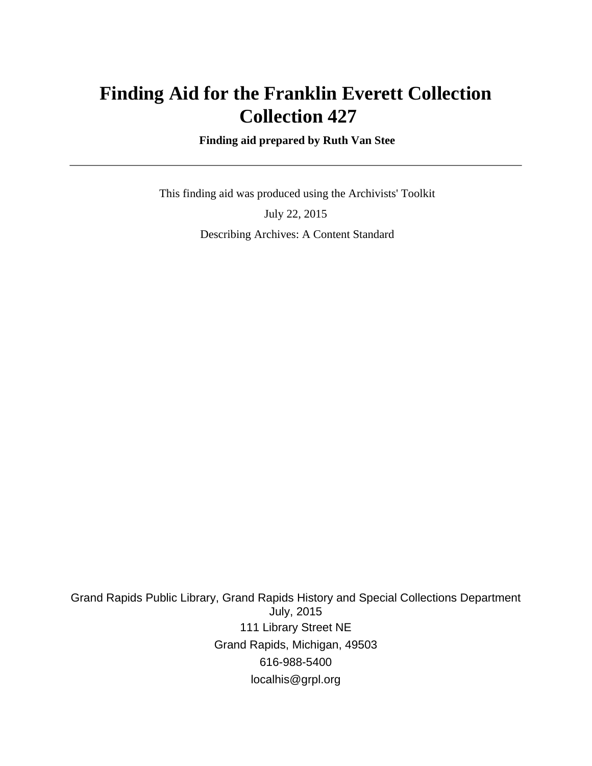# Finding Aid for the Franklin Everett Collection
# Collection 427

**Finding aid prepared by Ruth Van Stee**

---

This finding aid was produced using the Archivists' Toolkit

July 22, 2015

Describing Archives: A Content Standard

Grand Rapids Public Library, Grand Rapids History and Special Collections Department
July, 2015
111 Library Street NE
Grand Rapids, Michigan, 49503
616-988-5400
localhis@grpl.org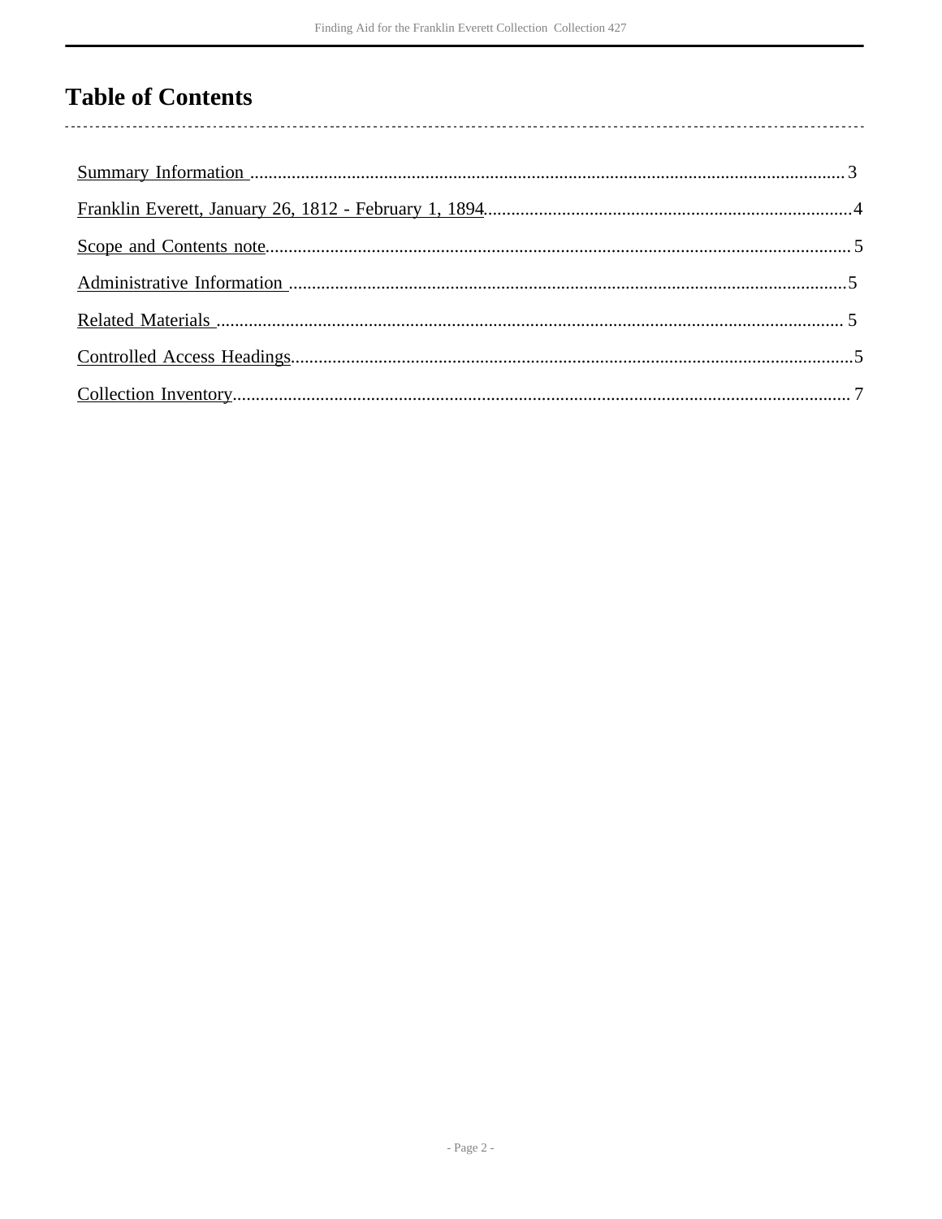# Table of Contents

- Summary Information ..... 3
- Franklin Everett, January 26, 1812 - February 1, 1894 ..... 4
- Scope and Contents note ..... 5
- Administrative Information ..... 5
- Related Materials ..... 5
- Controlled Access Headings ..... 5
- Collection Inventory ..... 7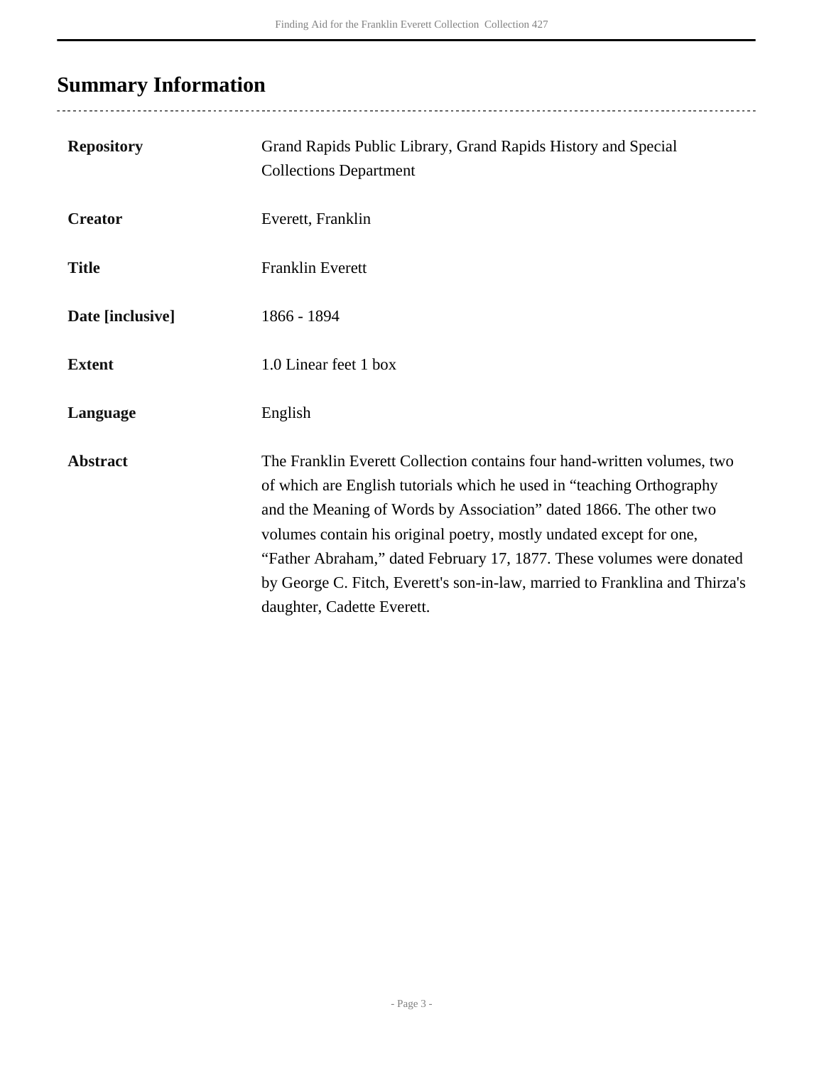## Summary Information

| | |
|---|---|
| **Repository** | Grand Rapids Public Library, Grand Rapids History and Special Collections Department |
| **Creator** | Everett, Franklin |
| **Title** | Franklin Everett |
| **Date [inclusive]** | 1866 - 1894 |
| **Extent** | 1.0 Linear feet 1 box |
| **Language** | English |
| **Abstract** | The Franklin Everett Collection contains four hand-written volumes, two of which are English tutorials which he used in “teaching Orthography and the Meaning of Words by Association” dated 1866. The other two volumes contain his original poetry, mostly undated except for one, “Father Abraham,” dated February 17, 1877. These volumes were donated by George C. Fitch, Everett's son-in-law, married to Franklina and Thirza's daughter, Cadette Everett. |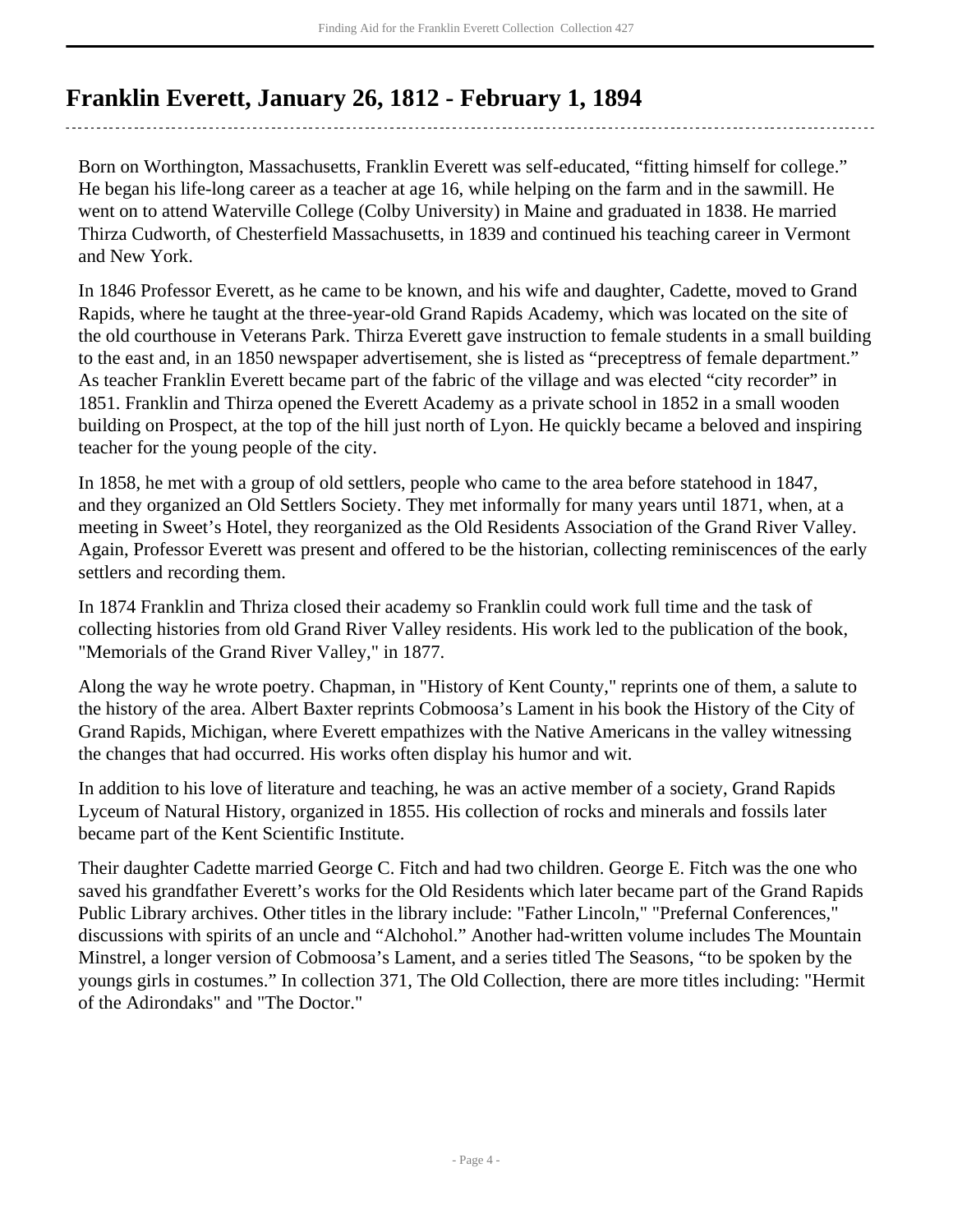# Franklin Everett, January 26, 1812 - February 1, 1894

Born on Worthington, Massachusetts, Franklin Everett was self-educated, "fitting himself for college." He began his life-long career as a teacher at age 16, while helping on the farm and in the sawmill. He went on to attend Waterville College (Colby University) in Maine and graduated in 1838. He married Thirza Cudworth, of Chesterfield Massachusetts, in 1839 and continued his teaching career in Vermont and New York.

In 1846 Professor Everett, as he came to be known, and his wife and daughter, Cadette, moved to Grand Rapids, where he taught at the three-year-old Grand Rapids Academy, which was located on the site of the old courthouse in Veterans Park. Thirza Everett gave instruction to female students in a small building to the east and, in an 1850 newspaper advertisement, she is listed as "preceptress of female department." As teacher Franklin Everett became part of the fabric of the village and was elected "city recorder" in 1851. Franklin and Thirza opened the Everett Academy as a private school in 1852 in a small wooden building on Prospect, at the top of the hill just north of Lyon. He quickly became a beloved and inspiring teacher for the young people of the city.

In 1858, he met with a group of old settlers, people who came to the area before statehood in 1847, and they organized an Old Settlers Society. They met informally for many years until 1871, when, at a meeting in Sweet's Hotel, they reorganized as the Old Residents Association of the Grand River Valley. Again, Professor Everett was present and offered to be the historian, collecting reminiscences of the early settlers and recording them.

In 1874 Franklin and Thriza closed their academy so Franklin could work full time and the task of collecting histories from old Grand River Valley residents. His work led to the publication of the book, "Memorials of the Grand River Valley," in 1877.

Along the way he wrote poetry. Chapman, in "History of Kent County," reprints one of them, a salute to the history of the area. Albert Baxter reprints Cobmoosa's Lament in his book the History of the City of Grand Rapids, Michigan, where Everett empathizes with the Native Americans in the valley witnessing the changes that had occurred. His works often display his humor and wit.

In addition to his love of literature and teaching, he was an active member of a society, Grand Rapids Lyceum of Natural History, organized in 1855. His collection of rocks and minerals and fossils later became part of the Kent Scientific Institute.

Their daughter Cadette married George C. Fitch and had two children. George E. Fitch was the one who saved his grandfather Everett's works for the Old Residents which later became part of the Grand Rapids Public Library archives. Other titles in the library include: "Father Lincoln," "Prefernal Conferences," discussions with spirits of an uncle and "Alchohol." Another had-written volume includes The Mountain Minstrel, a longer version of Cobmoosa's Lament, and a series titled The Seasons, "to be spoken by the youngs girls in costumes." In collection 371, The Old Collection, there are more titles including: "Hermit of the Adirondaks" and "The Doctor."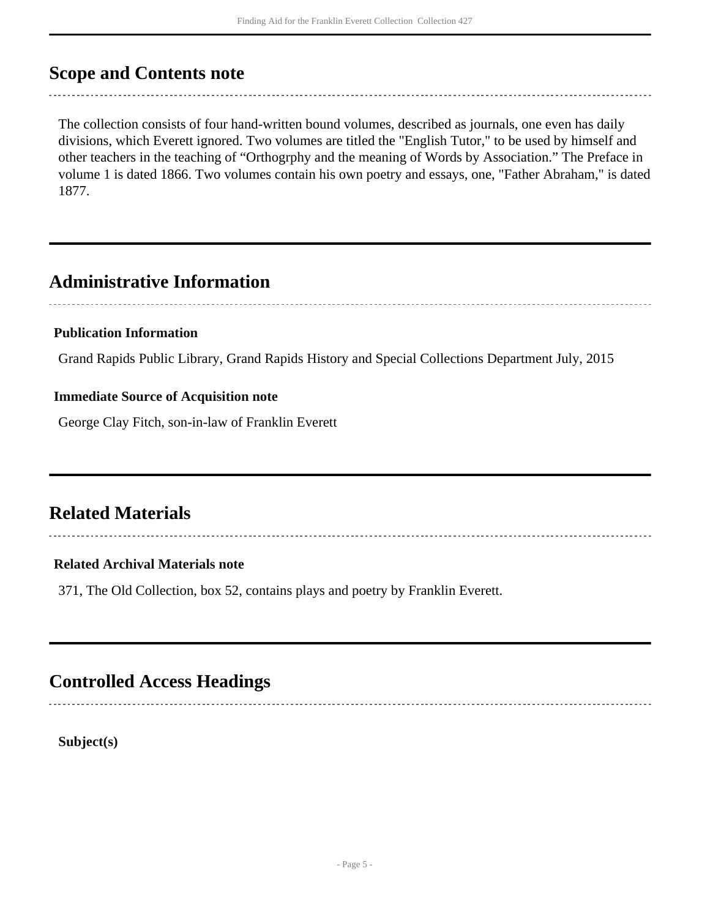## Scope and Contents note

The collection consists of four hand-written bound volumes, described as journals, one even has daily divisions, which Everett ignored. Two volumes are titled the "English Tutor," to be used by himself and other teachers in the teaching of “Orthogrphy and the meaning of Words by Association.” The Preface in volume 1 is dated 1866. Two volumes contain his own poetry and essays, one, "Father Abraham," is dated 1877.

## Administrative Information

### Publication Information

Grand Rapids Public Library, Grand Rapids History and Special Collections Department July, 2015

### Immediate Source of Acquisition note

George Clay Fitch, son-in-law of Franklin Everett

## Related Materials

### Related Archival Materials note

371, The Old Collection, box 52, contains plays and poetry by Franklin Everett.

## Controlled Access Headings

**Subject(s)**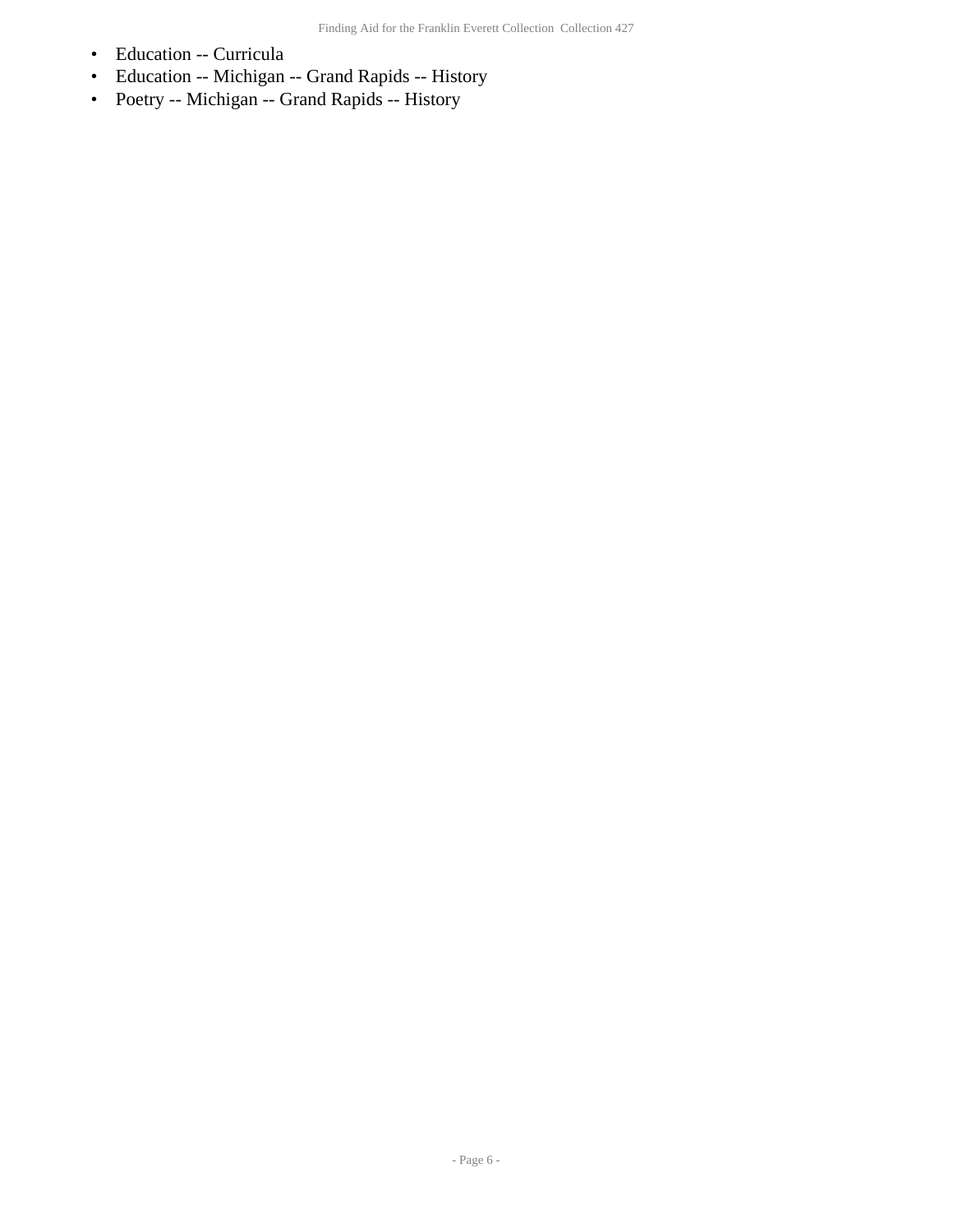- Education -- Curricula
- Education -- Michigan -- Grand Rapids -- History
- Poetry -- Michigan -- Grand Rapids -- History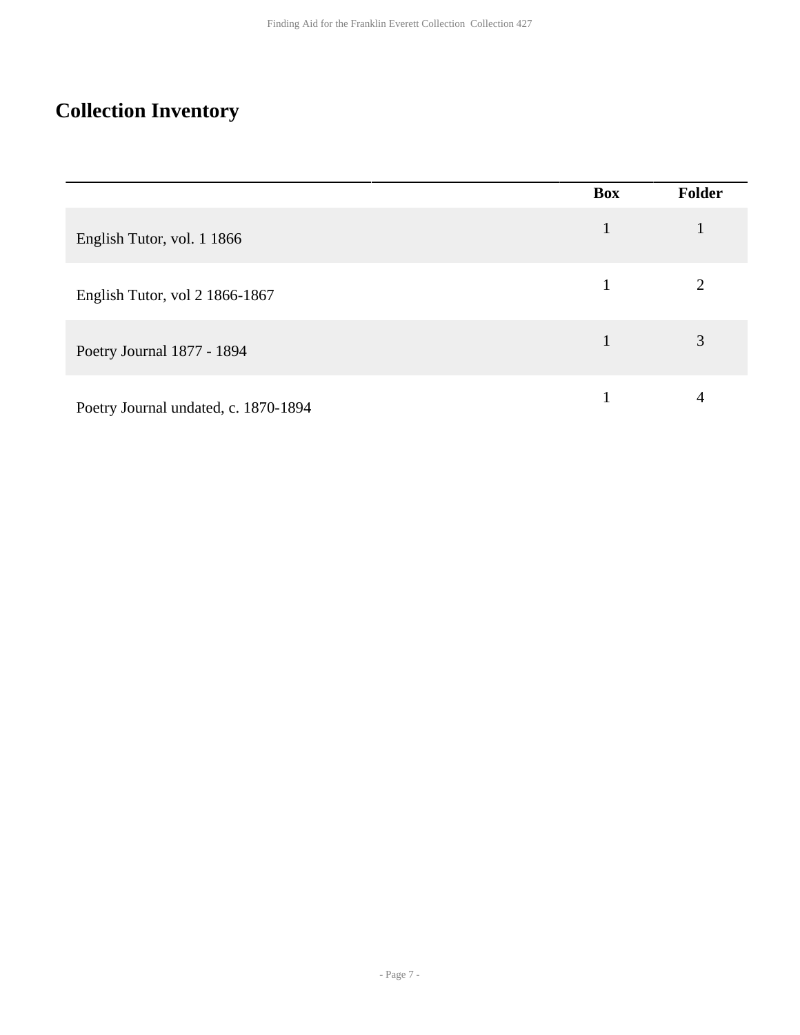# Collection Inventory

| | Box | Folder |
|---|---|---|
| English Tutor, vol. 1 1866 | 1 | 1 |
| English Tutor, vol 2 1866-1867 | 1 | 2 |
| Poetry Journal 1877 - 1894 | 1 | 3 |
| Poetry Journal undated, c. 1870-1894 | 1 | 4 |